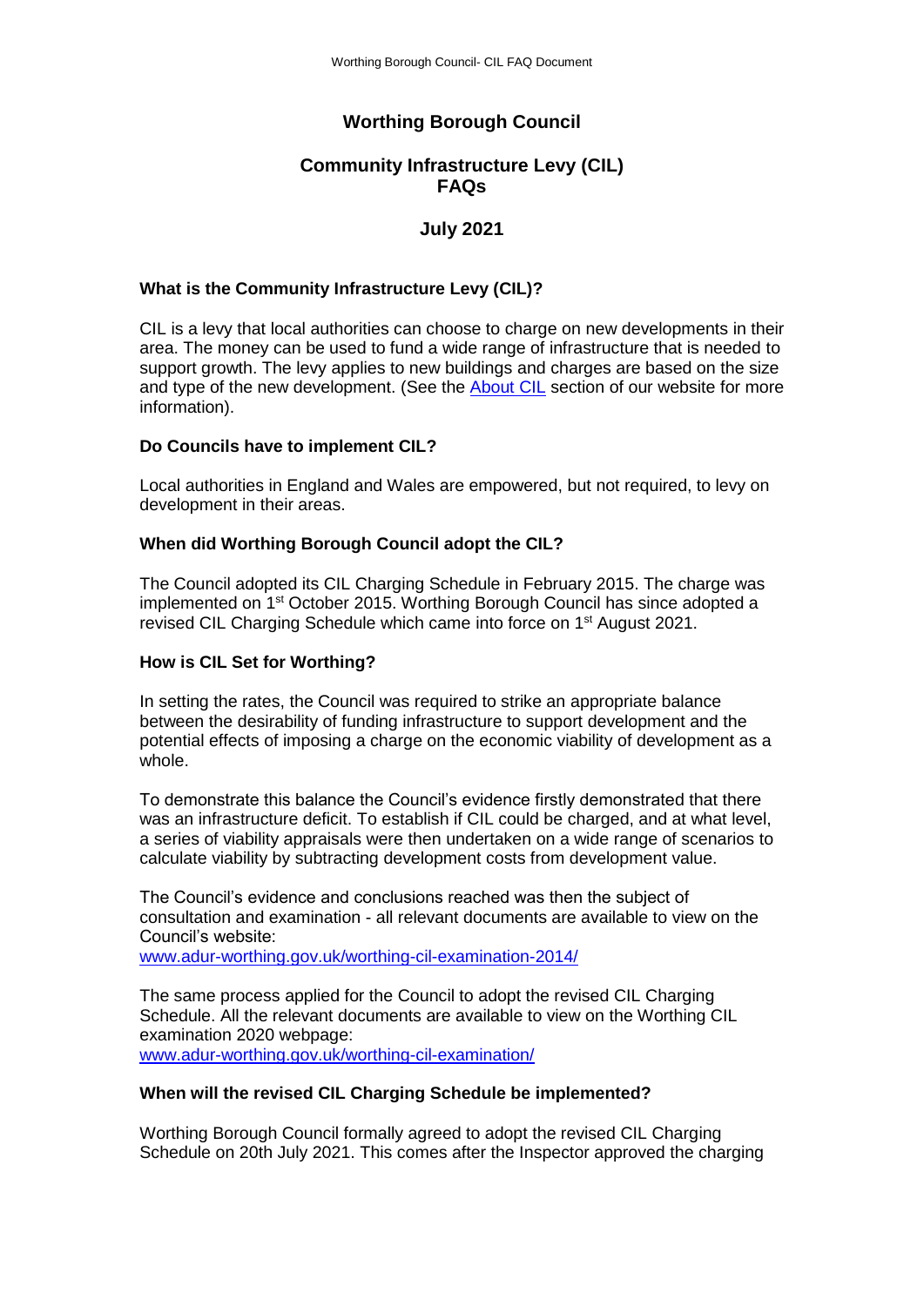# Worthing Borough Council

## Community Infrastructure Levy (CIL) FAQs

## July 2021

### What is the Community Infrastructure Levy (CIL)?

CIL is a levy that local authorities can choose to charge on new developments in their area. The money can be used to fund a wide range of infrastructure that is needed to support growth. The levy applies to new buildings and charges are based on the size and type of the new development. (See the [About CIL] section of our website for more information).

### Do Councils have to implement CIL?

Local authorities in England and Wales are empowered, but not required, to levy on development in their areas.

### When did Worthing Borough Council adopt the CIL?

The Council adopted its CIL Charging Schedule in February 2015. The charge was implemented on 1st October 2015. Worthing Borough Council has since adopted a revised CIL Charging Schedule which came into force on 1st August 2021.

### How is CIL Set for Worthing?

In setting the rates, the Council was required to strike an appropriate balance between the desirability of funding infrastructure to support development and the potential effects of imposing a charge on the economic viability of development as a whole.

To demonstrate this balance the Council's evidence firstly demonstrated that there was an infrastructure deficit. To establish if CIL could be charged, and at what level, a series of viability appraisals were then undertaken on a wide range of scenarios to calculate viability by subtracting development costs from development value.

The Council's evidence and conclusions reached was then the subject of consultation and examination - all relevant documents are available to view on the Council's website:
www.adur-worthing.gov.uk/worthing-cil-examination-2014/

The same process applied for the Council to adopt the revised CIL Charging Schedule. All the relevant documents are available to view on the Worthing CIL examination 2020 webpage:
www.adur-worthing.gov.uk/worthing-cil-examination/

### When will the revised CIL Charging Schedule be implemented?

Worthing Borough Council formally agreed to adopt the revised CIL Charging Schedule on 20th July 2021. This comes after the Inspector approved the charging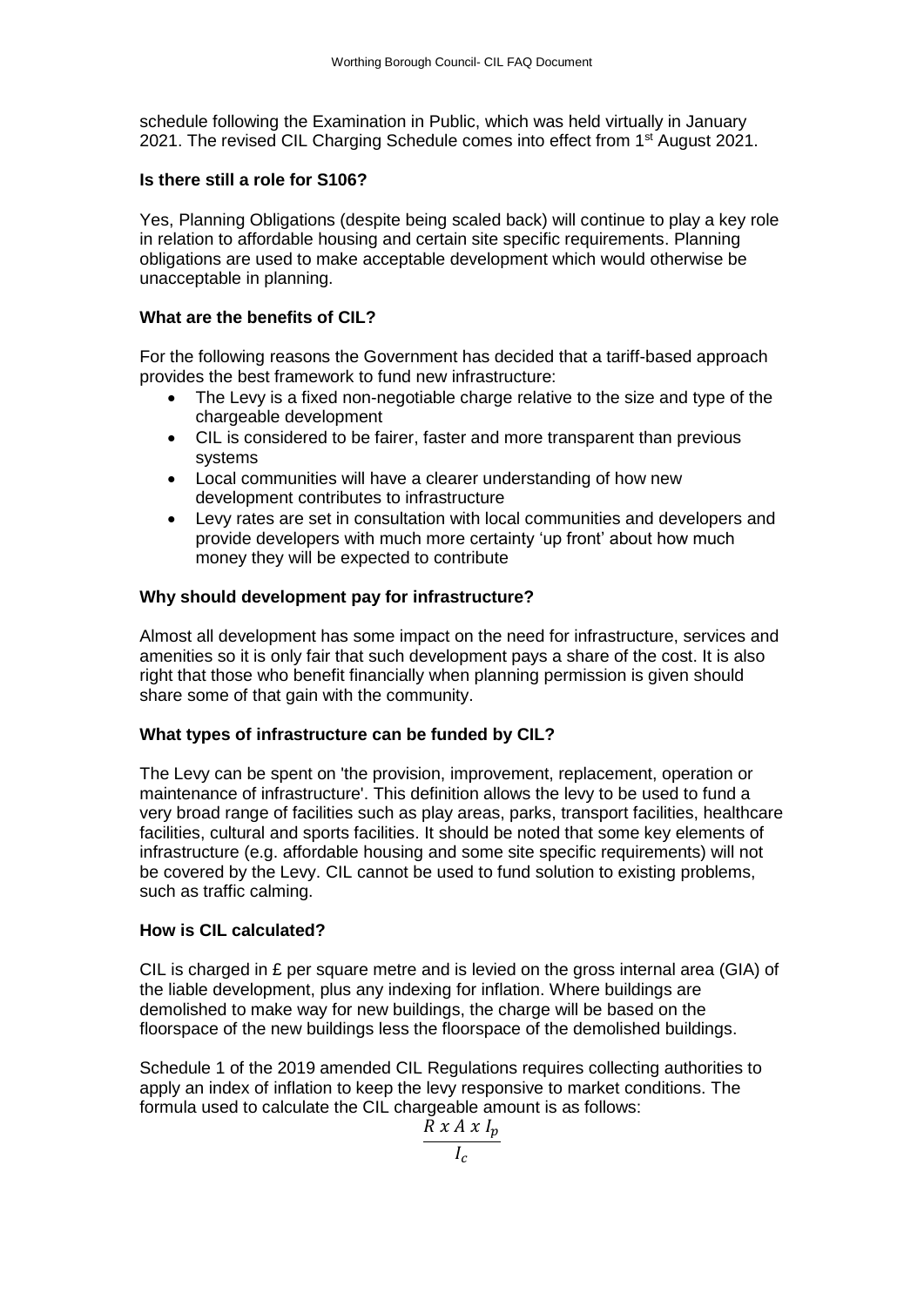schedule following the Examination in Public, which was held virtually in January 2021. The revised CIL Charging Schedule comes into effect from 1st August 2021.

**Is there still a role for S106?**

Yes, Planning Obligations (despite being scaled back) will continue to play a key role in relation to affordable housing and certain site specific requirements. Planning obligations are used to make acceptable development which would otherwise be unacceptable in planning.

**What are the benefits of CIL?**

For the following reasons the Government has decided that a tariff-based approach provides the best framework to fund new infrastructure:

- The Levy is a fixed non-negotiable charge relative to the size and type of the chargeable development
- CIL is considered to be fairer, faster and more transparent than previous systems
- Local communities will have a clearer understanding of how new development contributes to infrastructure
- Levy rates are set in consultation with local communities and developers and provide developers with much more certainty 'up front' about how much money they will be expected to contribute

**Why should development pay for infrastructure?**

Almost all development has some impact on the need for infrastructure, services and amenities so it is only fair that such development pays a share of the cost. It is also right that those who benefit financially when planning permission is given should share some of that gain with the community.

**What types of infrastructure can be funded by CIL?**

The Levy can be spent on 'the provision, improvement, replacement, operation or maintenance of infrastructure'. This definition allows the levy to be used to fund a very broad range of facilities such as play areas, parks, transport facilities, healthcare facilities, cultural and sports facilities. It should be noted that some key elements of infrastructure (e.g. affordable housing and some site specific requirements) will not be covered by the Levy. CIL cannot be used to fund solution to existing problems, such as traffic calming.

**How is CIL calculated?**

CIL is charged in £ per square metre and is levied on the gross internal area (GIA) of the liable development, plus any indexing for inflation. Where buildings are demolished to make way for new buildings, the charge will be based on the floorspace of the new buildings less the floorspace of the demolished buildings.

Schedule 1 of the 2019 amended CIL Regulations requires collecting authorities to apply an index of inflation to keep the levy responsive to market conditions. The formula used to calculate the CIL chargeable amount is as follows:

$$\frac{R \ x \ A \ x \ I_p}{I_c}$$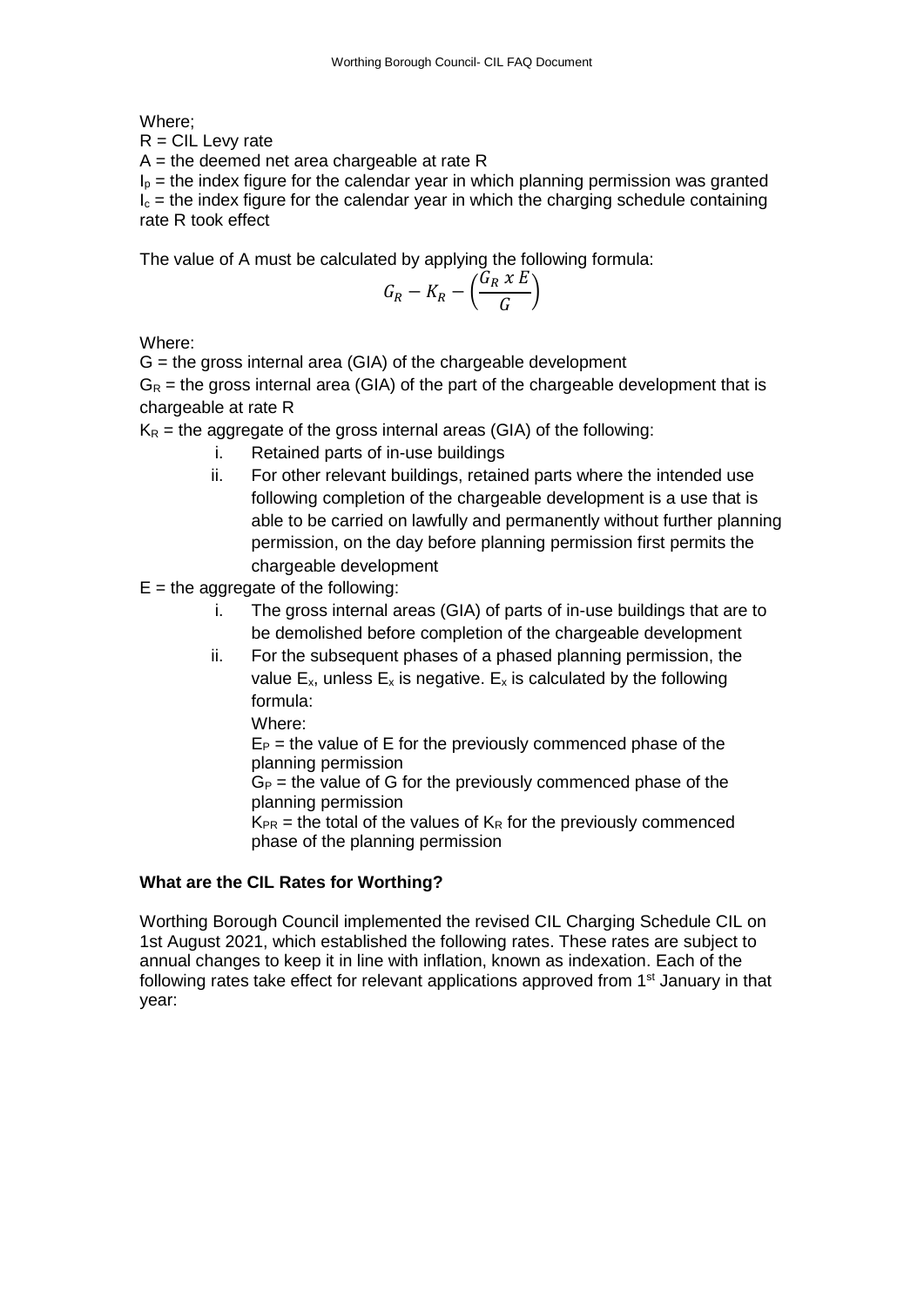Where;

R = CIL Levy rate

A = the deemed net area chargeable at rate R

$I_p$ = the index figure for the calendar year in which planning permission was granted

$I_c$ = the index figure for the calendar year in which the charging schedule containing rate R took effect

The value of A must be calculated by applying the following formula:

$$G_R - K_R - \left(\frac{G_R \ x \ E}{G}\right)$$

Where:

G = the gross internal area (GIA) of the chargeable development

$G_R$ = the gross internal area (GIA) of the part of the chargeable development that is chargeable at rate R

$K_R$ = the aggregate of the gross internal areas (GIA) of the following:

i. Retained parts of in-use buildings
ii. For other relevant buildings, retained parts where the intended use following completion of the chargeable development is a use that is able to be carried on lawfully and permanently without further planning permission, on the day before planning permission first permits the chargeable development

E = the aggregate of the following:

i. The gross internal areas (GIA) of parts of in-use buildings that are to be demolished before completion of the chargeable development
ii. For the subsequent phases of a phased planning permission, the value $E_x$, unless $E_x$ is negative. $E_x$ is calculated by the following formula:

   Where:

   $E_P$ = the value of E for the previously commenced phase of the planning permission

   $G_P$ = the value of G for the previously commenced phase of the planning permission

   $K_{PR}$ = the total of the values of $K_R$ for the previously commenced phase of the planning permission

**What are the CIL Rates for Worthing?**

Worthing Borough Council implemented the revised CIL Charging Schedule CIL on 1st August 2021, which established the following rates. These rates are subject to annual changes to keep it in line with inflation, known as indexation. Each of the following rates take effect for relevant applications approved from 1st January in that year: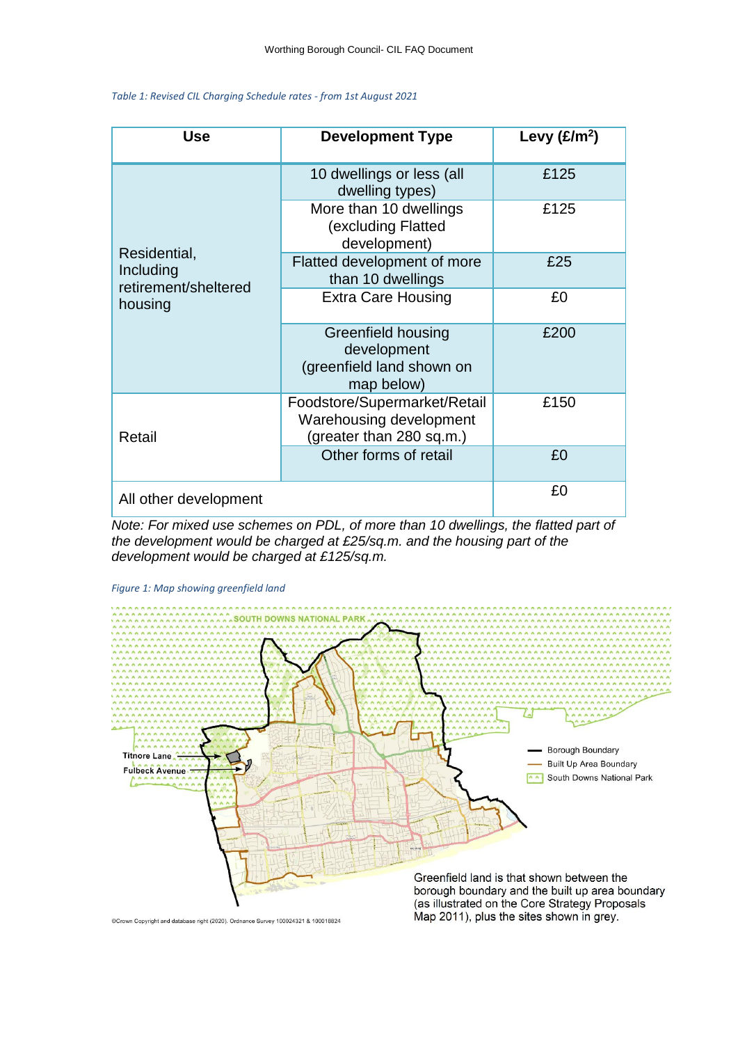*Table 1: Revised CIL Charging Schedule rates - from 1st August 2021*

| Use | Development Type | Levy (£/m$^2$) |
|---|---|---|
| Residential, Including retirement/sheltered housing | 10 dwellings or less (all dwelling types) | £125 |
| | More than 10 dwellings (excluding Flatted development) | £125 |
| | Flatted development of more than 10 dwellings | £25 |
| | Extra Care Housing | £0 |
| | Greenfield housing development (greenfield land shown on map below) | £200 |
| Retail | Foodstore/Supermarket/Retail Warehousing development (greater than 280 sq.m.) | £150 |
| | Other forms of retail | £0 |
| All other development | | £0 |

*Note: For mixed use schemes on PDL, of more than 10 dwellings, the flatted part of the development would be charged at £25/sq.m. and the housing part of the development would be charged at £125/sq.m.*

*Figure 1: Map showing greenfield land*

SOUTH DOWNS NATIONAL PARK

Titnore Lane

Fulbeck Avenue

Borough Boundary

Built Up Area Boundary

South Downs National Park

Greenfield land is that shown between the borough boundary and the built up area boundary (as illustrated on the Core Strategy Proposals Map 2011), plus the sites shown in grey.

©Crown Copyright and database right (2020). Ordnance Survey 100024321 & 100018824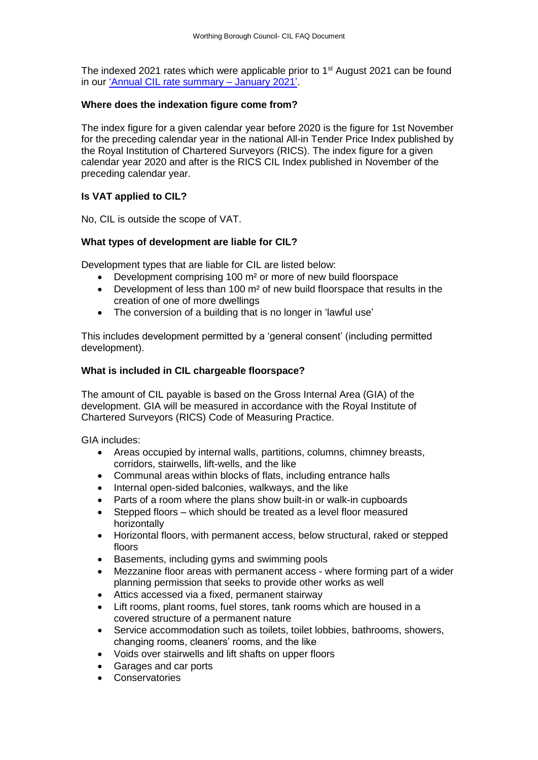The indexed 2021 rates which were applicable prior to 1st August 2021 can be found in our 'Annual CIL rate summary – January 2021'.

**Where does the indexation figure come from?**

The index figure for a given calendar year before 2020 is the figure for 1st November for the preceding calendar year in the national All-in Tender Price Index published by the Royal Institution of Chartered Surveyors (RICS). The index figure for a given calendar year 2020 and after is the RICS CIL Index published in November of the preceding calendar year.

**Is VAT applied to CIL?**

No, CIL is outside the scope of VAT.

**What types of development are liable for CIL?**

Development types that are liable for CIL are listed below:

- Development comprising 100 m² or more of new build floorspace
- Development of less than 100 m² of new build floorspace that results in the creation of one of more dwellings
- The conversion of a building that is no longer in 'lawful use'

This includes development permitted by a 'general consent' (including permitted development).

**What is included in CIL chargeable floorspace?**

The amount of CIL payable is based on the Gross Internal Area (GIA) of the development. GIA will be measured in accordance with the Royal Institute of Chartered Surveyors (RICS) Code of Measuring Practice.

GIA includes:

- Areas occupied by internal walls, partitions, columns, chimney breasts, corridors, stairwells, lift-wells, and the like
- Communal areas within blocks of flats, including entrance halls
- Internal open-sided balconies, walkways, and the like
- Parts of a room where the plans show built-in or walk-in cupboards
- Stepped floors – which should be treated as a level floor measured horizontally
- Horizontal floors, with permanent access, below structural, raked or stepped floors
- Basements, including gyms and swimming pools
- Mezzanine floor areas with permanent access - where forming part of a wider planning permission that seeks to provide other works as well
- Attics accessed via a fixed, permanent stairway
- Lift rooms, plant rooms, fuel stores, tank rooms which are housed in a covered structure of a permanent nature
- Service accommodation such as toilets, toilet lobbies, bathrooms, showers, changing rooms, cleaners' rooms, and the like
- Voids over stairwells and lift shafts on upper floors
- Garages and car ports
- Conservatories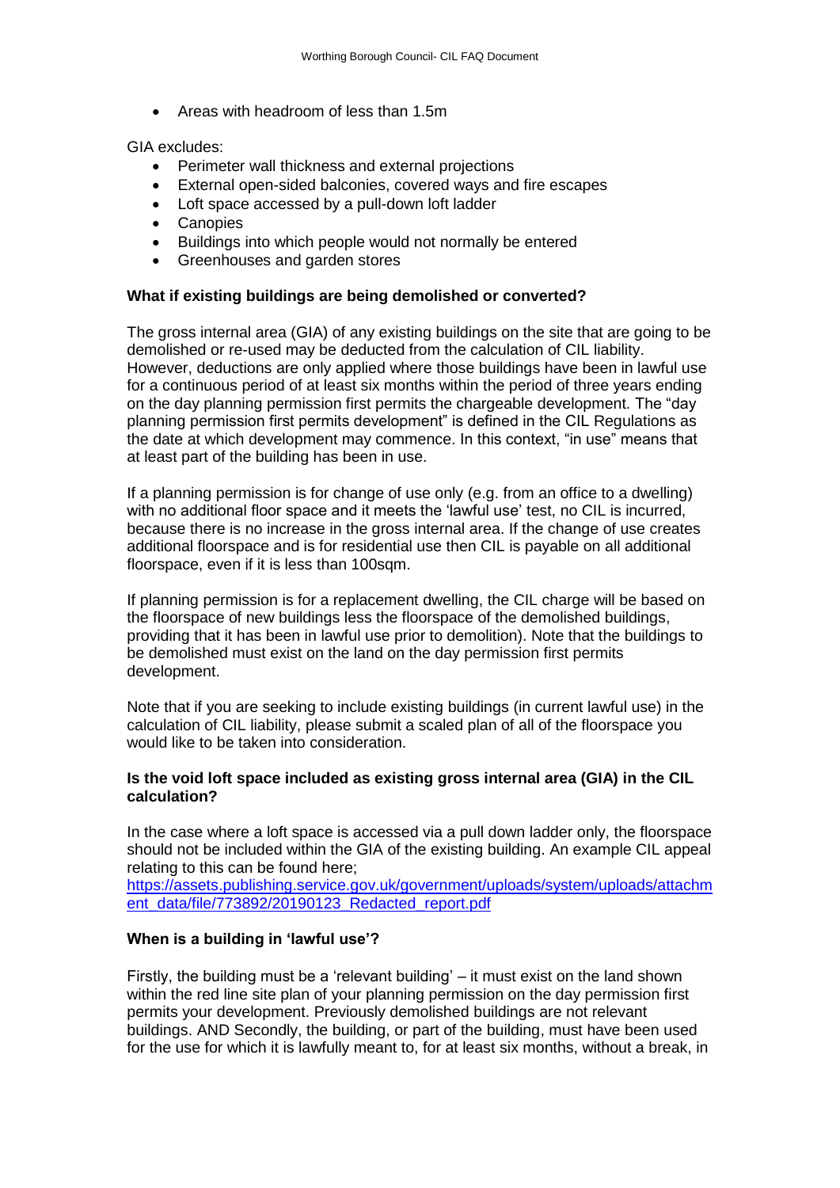- Areas with headroom of less than 1.5m

GIA excludes:

- Perimeter wall thickness and external projections
- External open-sided balconies, covered ways and fire escapes
- Loft space accessed by a pull-down loft ladder
- Canopies
- Buildings into which people would not normally be entered
- Greenhouses and garden stores

**What if existing buildings are being demolished or converted?**

The gross internal area (GIA) of any existing buildings on the site that are going to be demolished or re-used may be deducted from the calculation of CIL liability. However, deductions are only applied where those buildings have been in lawful use for a continuous period of at least six months within the period of three years ending on the day planning permission first permits the chargeable development. The "day planning permission first permits development" is defined in the CIL Regulations as the date at which development may commence. In this context, "in use" means that at least part of the building has been in use.

If a planning permission is for change of use only (e.g. from an office to a dwelling) with no additional floor space and it meets the 'lawful use' test, no CIL is incurred, because there is no increase in the gross internal area. If the change of use creates additional floorspace and is for residential use then CIL is payable on all additional floorspace, even if it is less than 100sqm.

If planning permission is for a replacement dwelling, the CIL charge will be based on the floorspace of new buildings less the floorspace of the demolished buildings, providing that it has been in lawful use prior to demolition). Note that the buildings to be demolished must exist on the land on the day permission first permits development.

Note that if you are seeking to include existing buildings (in current lawful use) in the calculation of CIL liability, please submit a scaled plan of all of the floorspace you would like to be taken into consideration.

**Is the void loft space included as existing gross internal area (GIA) in the CIL calculation?**

In the case where a loft space is accessed via a pull down ladder only, the floorspace should not be included within the GIA of the existing building. An example CIL appeal relating to this can be found here;
[https://assets.publishing.service.gov.uk/government/uploads/system/uploads/attachment_data/file/773892/20190123_Redacted_report.pdf](https://assets.publishing.service.gov.uk/government/uploads/system/uploads/attachment_data/file/773892/20190123_Redacted_report.pdf)

**When is a building in 'lawful use'?**

Firstly, the building must be a 'relevant building' – it must exist on the land shown within the red line site plan of your planning permission on the day permission first permits your development. Previously demolished buildings are not relevant buildings. AND Secondly, the building, or part of the building, must have been used for the use for which it is lawfully meant to, for at least six months, without a break, in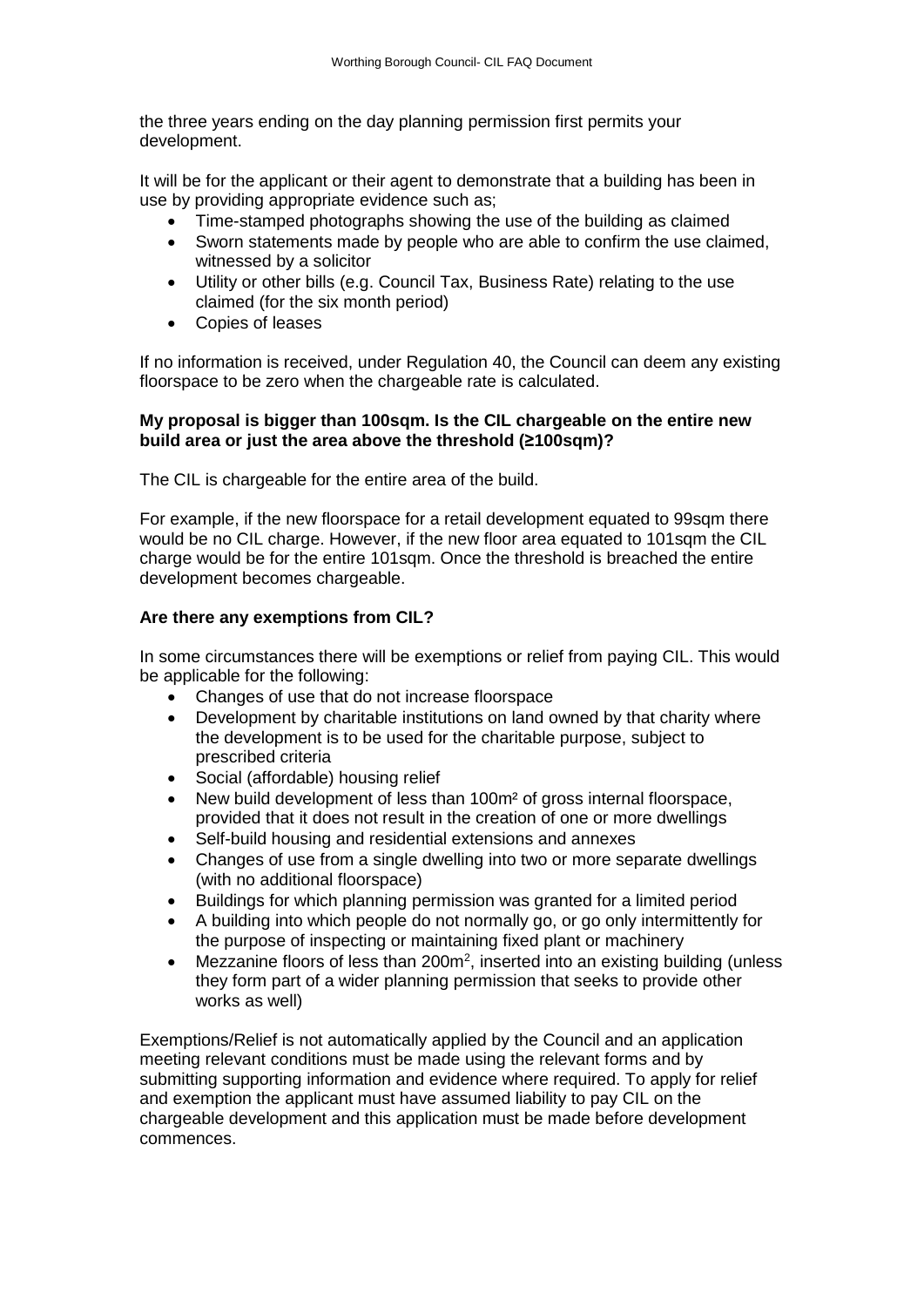the three years ending on the day planning permission first permits your development.

It will be for the applicant or their agent to demonstrate that a building has been in use by providing appropriate evidence such as;

- Time-stamped photographs showing the use of the building as claimed
- Sworn statements made by people who are able to confirm the use claimed, witnessed by a solicitor
- Utility or other bills (e.g. Council Tax, Business Rate) relating to the use claimed (for the six month period)
- Copies of leases

If no information is received, under Regulation 40, the Council can deem any existing floorspace to be zero when the chargeable rate is calculated.

**My proposal is bigger than 100sqm. Is the CIL chargeable on the entire new build area or just the area above the threshold (≥100sqm)?**

The CIL is chargeable for the entire area of the build.

For example, if the new floorspace for a retail development equated to 99sqm there would be no CIL charge. However, if the new floor area equated to 101sqm the CIL charge would be for the entire 101sqm. Once the threshold is breached the entire development becomes chargeable.

**Are there any exemptions from CIL?**

In some circumstances there will be exemptions or relief from paying CIL. This would be applicable for the following:

- Changes of use that do not increase floorspace
- Development by charitable institutions on land owned by that charity where the development is to be used for the charitable purpose, subject to prescribed criteria
- Social (affordable) housing relief
- New build development of less than 100m² of gross internal floorspace, provided that it does not result in the creation of one or more dwellings
- Self-build housing and residential extensions and annexes
- Changes of use from a single dwelling into two or more separate dwellings (with no additional floorspace)
- Buildings for which planning permission was granted for a limited period
- A building into which people do not normally go, or go only intermittently for the purpose of inspecting or maintaining fixed plant or machinery
- Mezzanine floors of less than 200m², inserted into an existing building (unless they form part of a wider planning permission that seeks to provide other works as well)

Exemptions/Relief is not automatically applied by the Council and an application meeting relevant conditions must be made using the relevant forms and by submitting supporting information and evidence where required. To apply for relief and exemption the applicant must have assumed liability to pay CIL on the chargeable development and this application must be made before development commences.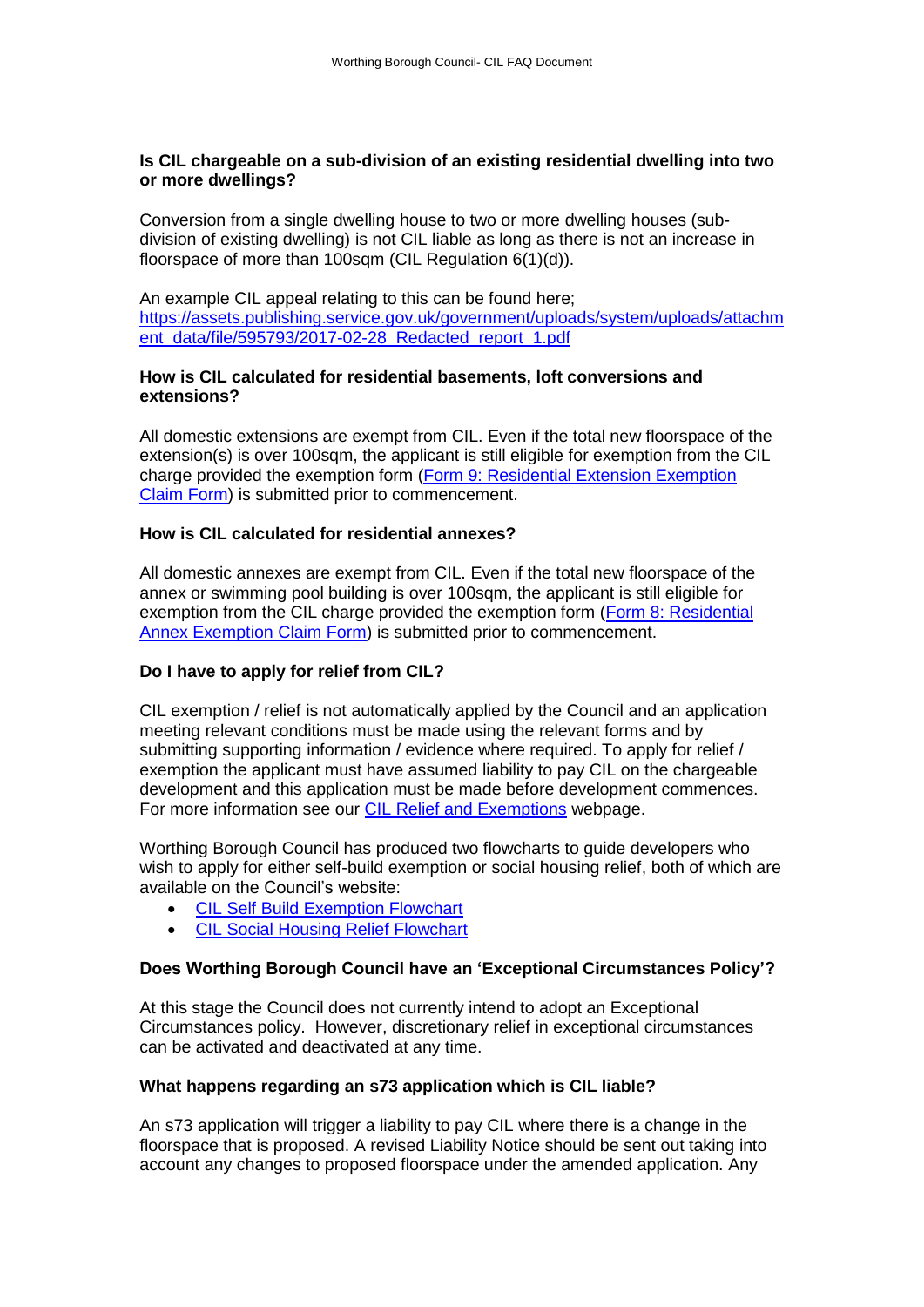**Is CIL chargeable on a sub-division of an existing residential dwelling into two or more dwellings?**

Conversion from a single dwelling house to two or more dwelling houses (sub-division of existing dwelling) is not CIL liable as long as there is not an increase in floorspace of more than 100sqm (CIL Regulation 6(1)(d)).

An example CIL appeal relating to this can be found here; [https://assets.publishing.service.gov.uk/government/uploads/system/uploads/attachment_data/file/595793/2017-02-28_Redacted_report_1.pdf](https://assets.publishing.service.gov.uk/government/uploads/system/uploads/attachment_data/file/595793/2017-02-28_Redacted_report_1.pdf)

**How is CIL calculated for residential basements, loft conversions and extensions?**

All domestic extensions are exempt from CIL. Even if the total new floorspace of the extension(s) is over 100sqm, the applicant is still eligible for exemption from the CIL charge provided the exemption form (Form 9: Residential Extension Exemption Claim Form) is submitted prior to commencement.

**How is CIL calculated for residential annexes?**

All domestic annexes are exempt from CIL. Even if the total new floorspace of the annex or swimming pool building is over 100sqm, the applicant is still eligible for exemption from the CIL charge provided the exemption form (Form 8: Residential Annex Exemption Claim Form) is submitted prior to commencement.

**Do I have to apply for relief from CIL?**

CIL exemption / relief is not automatically applied by the Council and an application meeting relevant conditions must be made using the relevant forms and by submitting supporting information / evidence where required. To apply for relief / exemption the applicant must have assumed liability to pay CIL on the chargeable development and this application must be made before development commences. For more information see our CIL Relief and Exemptions webpage.

Worthing Borough Council has produced two flowcharts to guide developers who wish to apply for either self-build exemption or social housing relief, both of which are available on the Council's website:

- CIL Self Build Exemption Flowchart
- CIL Social Housing Relief Flowchart

**Does Worthing Borough Council have an 'Exceptional Circumstances Policy'?**

At this stage the Council does not currently intend to adopt an Exceptional Circumstances policy. However, discretionary relief in exceptional circumstances can be activated and deactivated at any time.

**What happens regarding an s73 application which is CIL liable?**

An s73 application will trigger a liability to pay CIL where there is a change in the floorspace that is proposed. A revised Liability Notice should be sent out taking into account any changes to proposed floorspace under the amended application. Any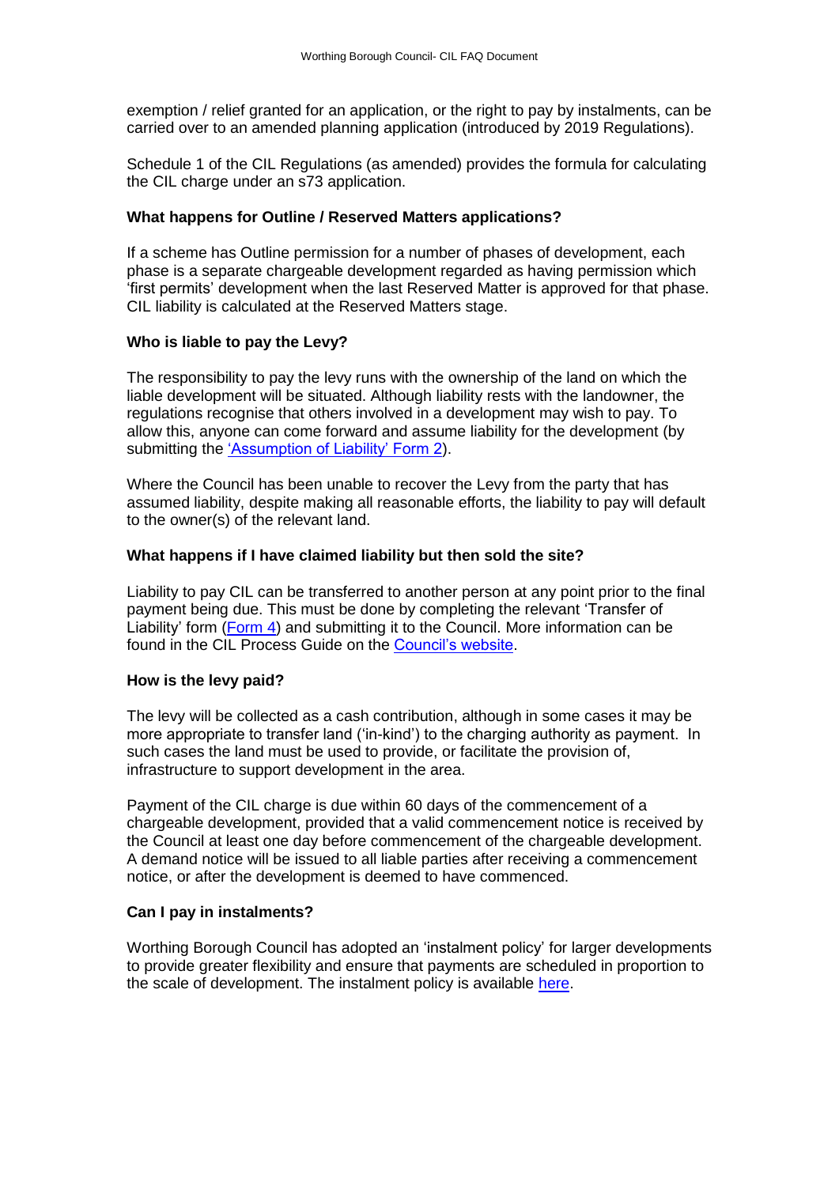exemption / relief granted for an application, or the right to pay by instalments, can be carried over to an amended planning application (introduced by 2019 Regulations).

Schedule 1 of the CIL Regulations (as amended) provides the formula for calculating the CIL charge under an s73 application.

**What happens for Outline / Reserved Matters applications?**

If a scheme has Outline permission for a number of phases of development, each phase is a separate chargeable development regarded as having permission which 'first permits' development when the last Reserved Matter is approved for that phase. CIL liability is calculated at the Reserved Matters stage.

**Who is liable to pay the Levy?**

The responsibility to pay the levy runs with the ownership of the land on which the liable development will be situated. Although liability rests with the landowner, the regulations recognise that others involved in a development may wish to pay. To allow this, anyone can come forward and assume liability for the development (by submitting the 'Assumption of Liability' Form 2).

Where the Council has been unable to recover the Levy from the party that has assumed liability, despite making all reasonable efforts, the liability to pay will default to the owner(s) of the relevant land.

**What happens if I have claimed liability but then sold the site?**

Liability to pay CIL can be transferred to another person at any point prior to the final payment being due. This must be done by completing the relevant 'Transfer of Liability' form (Form 4) and submitting it to the Council. More information can be found in the CIL Process Guide on the Council's website.

**How is the levy paid?**

The levy will be collected as a cash contribution, although in some cases it may be more appropriate to transfer land ('in-kind') to the charging authority as payment. In such cases the land must be used to provide, or facilitate the provision of, infrastructure to support development in the area.

Payment of the CIL charge is due within 60 days of the commencement of a chargeable development, provided that a valid commencement notice is received by the Council at least one day before commencement of the chargeable development. A demand notice will be issued to all liable parties after receiving a commencement notice, or after the development is deemed to have commenced.

**Can I pay in instalments?**

Worthing Borough Council has adopted an 'instalment policy' for larger developments to provide greater flexibility and ensure that payments are scheduled in proportion to the scale of development. The instalment policy is available here.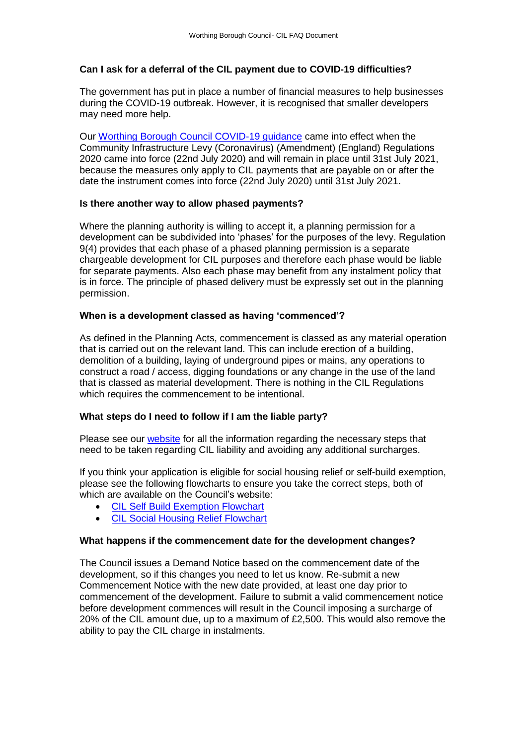**Can I ask for a deferral of the CIL payment due to COVID-19 difficulties?**

The government has put in place a number of financial measures to help businesses during the COVID-19 outbreak. However, it is recognised that smaller developers may need more help.

Our Worthing Borough Council COVID-19 guidance came into effect when the Community Infrastructure Levy (Coronavirus) (Amendment) (England) Regulations 2020 came into force (22nd July 2020) and will remain in place until 31st July 2021, because the measures only apply to CIL payments that are payable on or after the date the instrument comes into force (22nd July 2020) until 31st July 2021.

**Is there another way to allow phased payments?**

Where the planning authority is willing to accept it, a planning permission for a development can be subdivided into 'phases' for the purposes of the levy. Regulation 9(4) provides that each phase of a phased planning permission is a separate chargeable development for CIL purposes and therefore each phase would be liable for separate payments. Also each phase may benefit from any instalment policy that is in force. The principle of phased delivery must be expressly set out in the planning permission.

**When is a development classed as having 'commenced'?**

As defined in the Planning Acts, commencement is classed as any material operation that is carried out on the relevant land. This can include erection of a building, demolition of a building, laying of underground pipes or mains, any operations to construct a road / access, digging foundations or any change in the use of the land that is classed as material development. There is nothing in the CIL Regulations which requires the commencement to be intentional.

**What steps do I need to follow if I am the liable party?**

Please see our website for all the information regarding the necessary steps that need to be taken regarding CIL liability and avoiding any additional surcharges.

If you think your application is eligible for social housing relief or self-build exemption, please see the following flowcharts to ensure you take the correct steps, both of which are available on the Council's website:

- CIL Self Build Exemption Flowchart
- CIL Social Housing Relief Flowchart

**What happens if the commencement date for the development changes?**

The Council issues a Demand Notice based on the commencement date of the development, so if this changes you need to let us know. Re-submit a new Commencement Notice with the new date provided, at least one day prior to commencement of the development. Failure to submit a valid commencement notice before development commences will result in the Council imposing a surcharge of 20% of the CIL amount due, up to a maximum of £2,500. This would also remove the ability to pay the CIL charge in instalments.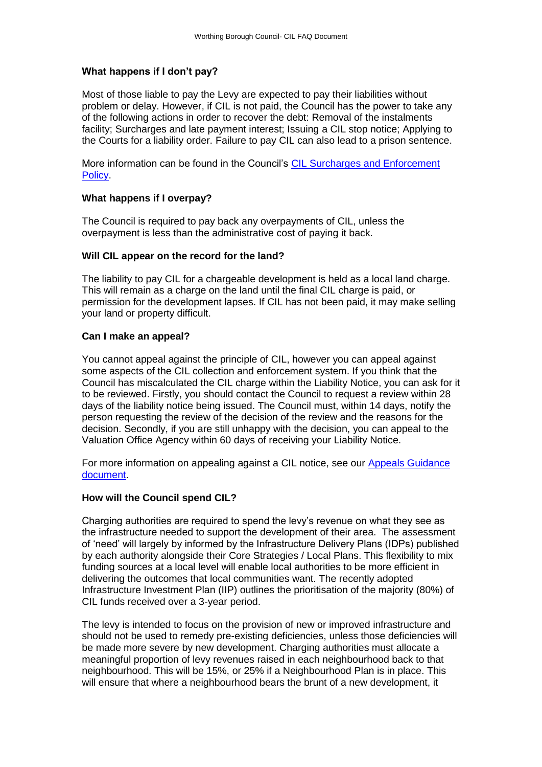**What happens if I don't pay?**

Most of those liable to pay the Levy are expected to pay their liabilities without problem or delay. However, if CIL is not paid, the Council has the power to take any of the following actions in order to recover the debt: Removal of the instalments facility; Surcharges and late payment interest; Issuing a CIL stop notice; Applying to the Courts for a liability order. Failure to pay CIL can also lead to a prison sentence.

More information can be found in the Council's CIL Surcharges and Enforcement Policy.

**What happens if I overpay?**

The Council is required to pay back any overpayments of CIL, unless the overpayment is less than the administrative cost of paying it back.

**Will CIL appear on the record for the land?**

The liability to pay CIL for a chargeable development is held as a local land charge. This will remain as a charge on the land until the final CIL charge is paid, or permission for the development lapses. If CIL has not been paid, it may make selling your land or property difficult.

**Can I make an appeal?**

You cannot appeal against the principle of CIL, however you can appeal against some aspects of the CIL collection and enforcement system. If you think that the Council has miscalculated the CIL charge within the Liability Notice, you can ask for it to be reviewed. Firstly, you should contact the Council to request a review within 28 days of the liability notice being issued. The Council must, within 14 days, notify the person requesting the review of the decision of the review and the reasons for the decision. Secondly, if you are still unhappy with the decision, you can appeal to the Valuation Office Agency within 60 days of receiving your Liability Notice.

For more information on appealing against a CIL notice, see our Appeals Guidance document.

**How will the Council spend CIL?**

Charging authorities are required to spend the levy's revenue on what they see as the infrastructure needed to support the development of their area. The assessment of 'need' will largely by informed by the Infrastructure Delivery Plans (IDPs) published by each authority alongside their Core Strategies / Local Plans. This flexibility to mix funding sources at a local level will enable local authorities to be more efficient in delivering the outcomes that local communities want. The recently adopted Infrastructure Investment Plan (IIP) outlines the prioritisation of the majority (80%) of CIL funds received over a 3-year period.

The levy is intended to focus on the provision of new or improved infrastructure and should not be used to remedy pre-existing deficiencies, unless those deficiencies will be made more severe by new development. Charging authorities must allocate a meaningful proportion of levy revenues raised in each neighbourhood back to that neighbourhood. This will be 15%, or 25% if a Neighbourhood Plan is in place. This will ensure that where a neighbourhood bears the brunt of a new development, it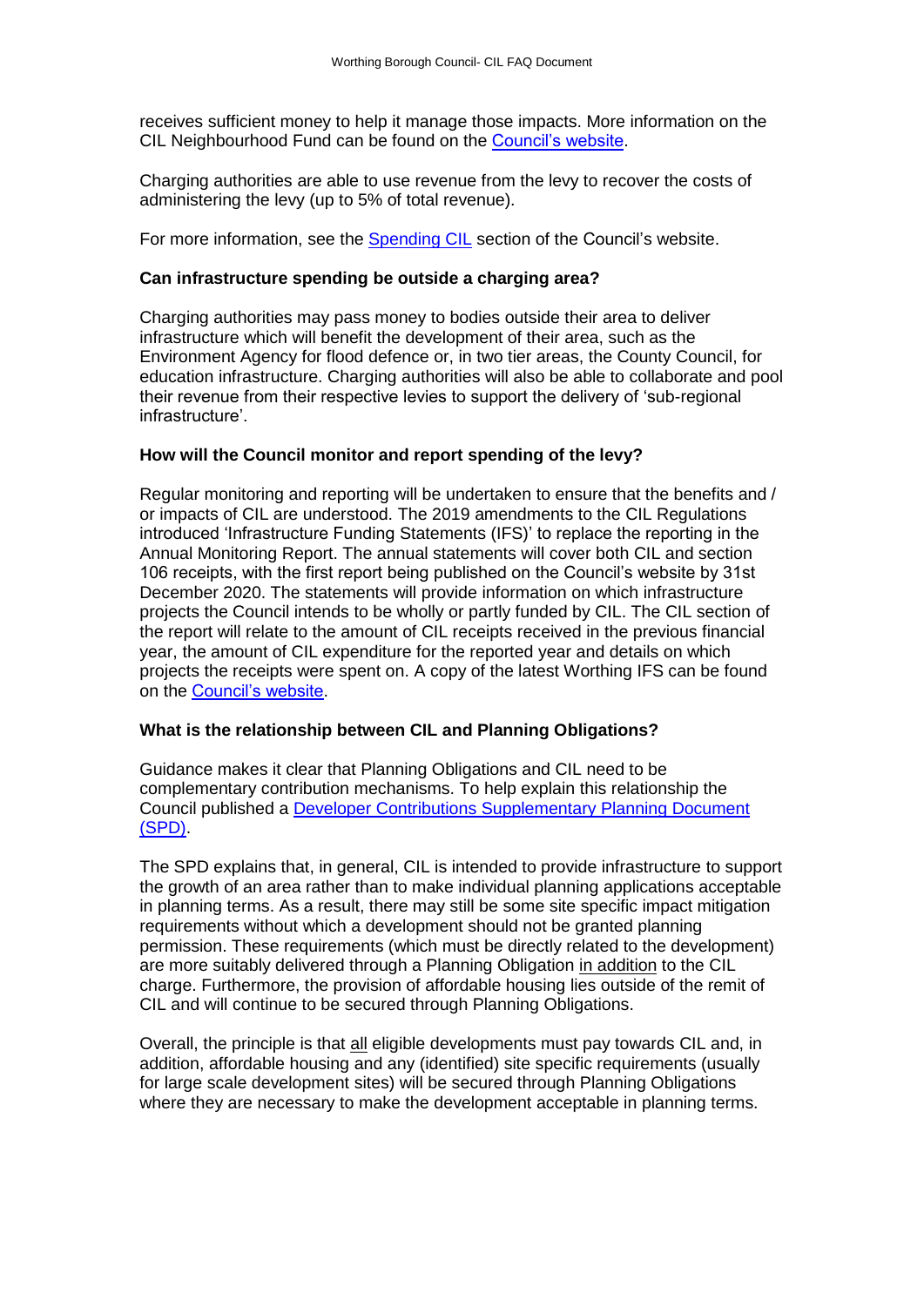receives sufficient money to help it manage those impacts. More information on the CIL Neighbourhood Fund can be found on the Council's website.

Charging authorities are able to use revenue from the levy to recover the costs of administering the levy (up to 5% of total revenue).

For more information, see the Spending CIL section of the Council's website.

**Can infrastructure spending be outside a charging area?**

Charging authorities may pass money to bodies outside their area to deliver infrastructure which will benefit the development of their area, such as the Environment Agency for flood defence or, in two tier areas, the County Council, for education infrastructure. Charging authorities will also be able to collaborate and pool their revenue from their respective levies to support the delivery of 'sub-regional infrastructure'.

**How will the Council monitor and report spending of the levy?**

Regular monitoring and reporting will be undertaken to ensure that the benefits and / or impacts of CIL are understood. The 2019 amendments to the CIL Regulations introduced 'Infrastructure Funding Statements (IFS)' to replace the reporting in the Annual Monitoring Report. The annual statements will cover both CIL and section 106 receipts, with the first report being published on the Council's website by 31st December 2020. The statements will provide information on which infrastructure projects the Council intends to be wholly or partly funded by CIL. The CIL section of the report will relate to the amount of CIL receipts received in the previous financial year, the amount of CIL expenditure for the reported year and details on which projects the receipts were spent on. A copy of the latest Worthing IFS can be found on the Council's website.

**What is the relationship between CIL and Planning Obligations?**

Guidance makes it clear that Planning Obligations and CIL need to be complementary contribution mechanisms. To help explain this relationship the Council published a Developer Contributions Supplementary Planning Document (SPD).

The SPD explains that, in general, CIL is intended to provide infrastructure to support the growth of an area rather than to make individual planning applications acceptable in planning terms. As a result, there may still be some site specific impact mitigation requirements without which a development should not be granted planning permission. These requirements (which must be directly related to the development) are more suitably delivered through a Planning Obligation in addition to the CIL charge. Furthermore, the provision of affordable housing lies outside of the remit of CIL and will continue to be secured through Planning Obligations.

Overall, the principle is that all eligible developments must pay towards CIL and, in addition, affordable housing and any (identified) site specific requirements (usually for large scale development sites) will be secured through Planning Obligations where they are necessary to make the development acceptable in planning terms.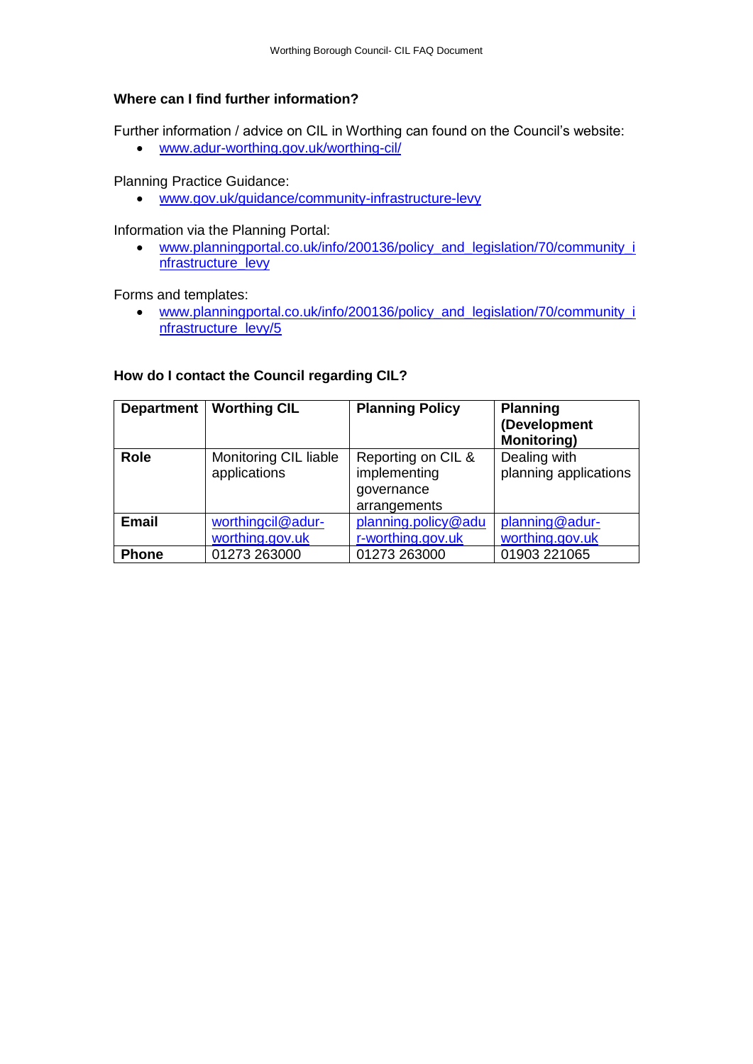### Where can I find further information?

Further information / advice on CIL in Worthing can found on the Council's website:

- www.adur-worthing.gov.uk/worthing-cil/

Planning Practice Guidance:

- www.gov.uk/guidance/community-infrastructure-levy

Information via the Planning Portal:

- www.planningportal.co.uk/info/200136/policy_and_legislation/70/community_infrastructure_levy

Forms and templates:

- www.planningportal.co.uk/info/200136/policy_and_legislation/70/community_infrastructure_levy/5

### How do I contact the Council regarding CIL?

| **Department** | **Worthing CIL** | **Planning Policy** | **Planning (Development Monitoring)** |
|---|---|---|---|
| **Role** | Monitoring CIL liable applications | Reporting on CIL & implementing governance arrangements | Dealing with planning applications |
| **Email** | worthingcil@adur-worthing.gov.uk | planning.policy@adur-worthing.gov.uk | planning@adur-worthing.gov.uk |
| **Phone** | 01273 263000 | 01273 263000 | 01903 221065 |